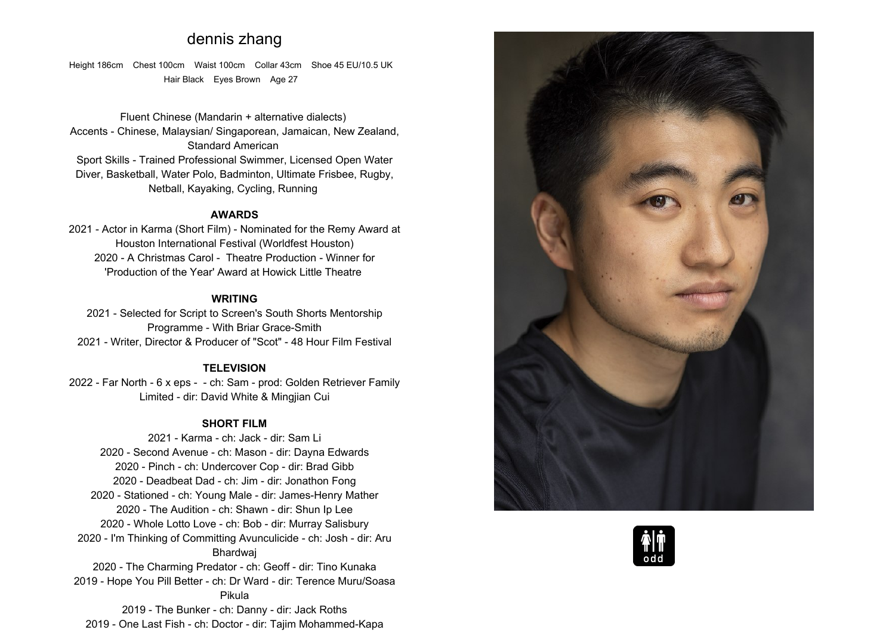# dennis zhang

Height 186cm   Chest 100cm   Waist 100cm   Collar 43cm   Shoe 45 EU/10.5 UK
Hair Black   Eyes Brown   Age 27

Fluent Chinese (Mandarin + alternative dialects)
Accents - Chinese, Malaysian/ Singaporean, Jamaican, New Zealand, Standard American
Sport Skills - Trained Professional Swimmer, Licensed Open Water Diver, Basketball, Water Polo, Badminton, Ultimate Frisbee, Rugby, Netball, Kayaking, Cycling, Running

**AWARDS**

2021 - Actor in Karma (Short Film) - Nominated for the Remy Award at Houston International Festival (Worldfest Houston)
2020 - A Christmas Carol - Theatre Production - Winner for 'Production of the Year' Award at Howick Little Theatre

**WRITING**

2021 - Selected for Script to Screen's South Shorts Mentorship Programme - With Briar Grace-Smith
2021 - Writer, Director & Producer of "Scot" - 48 Hour Film Festival

**TELEVISION**

2022 - Far North - 6 x eps - - ch: Sam - prod: Golden Retriever Family Limited - dir: David White & Mingjian Cui

**SHORT FILM**

2021 - Karma - ch: Jack - dir: Sam Li
2020 - Second Avenue - ch: Mason - dir: Dayna Edwards
2020 - Pinch - ch: Undercover Cop - dir: Brad Gibb
2020 - Deadbeat Dad - ch: Jim - dir: Jonathon Fong
2020 - Stationed - ch: Young Male - dir: James-Henry Mather
2020 - The Audition - ch: Shawn - dir: Shun Ip Lee
2020 - Whole Lotto Love - ch: Bob - dir: Murray Salisbury
2020 - I'm Thinking of Committing Avunculicide - ch: Josh - dir: Aru Bhardwaj
2020 - The Charming Predator - ch: Geoff - dir: Tino Kunaka
2019 - Hope You Pill Better - ch: Dr Ward - dir: Terence Muru/Soasa Pikula
2019 - The Bunker - ch: Danny - dir: Jack Roths
2019 - One Last Fish - ch: Doctor - dir: Tajim Mohammed-Kapa

odd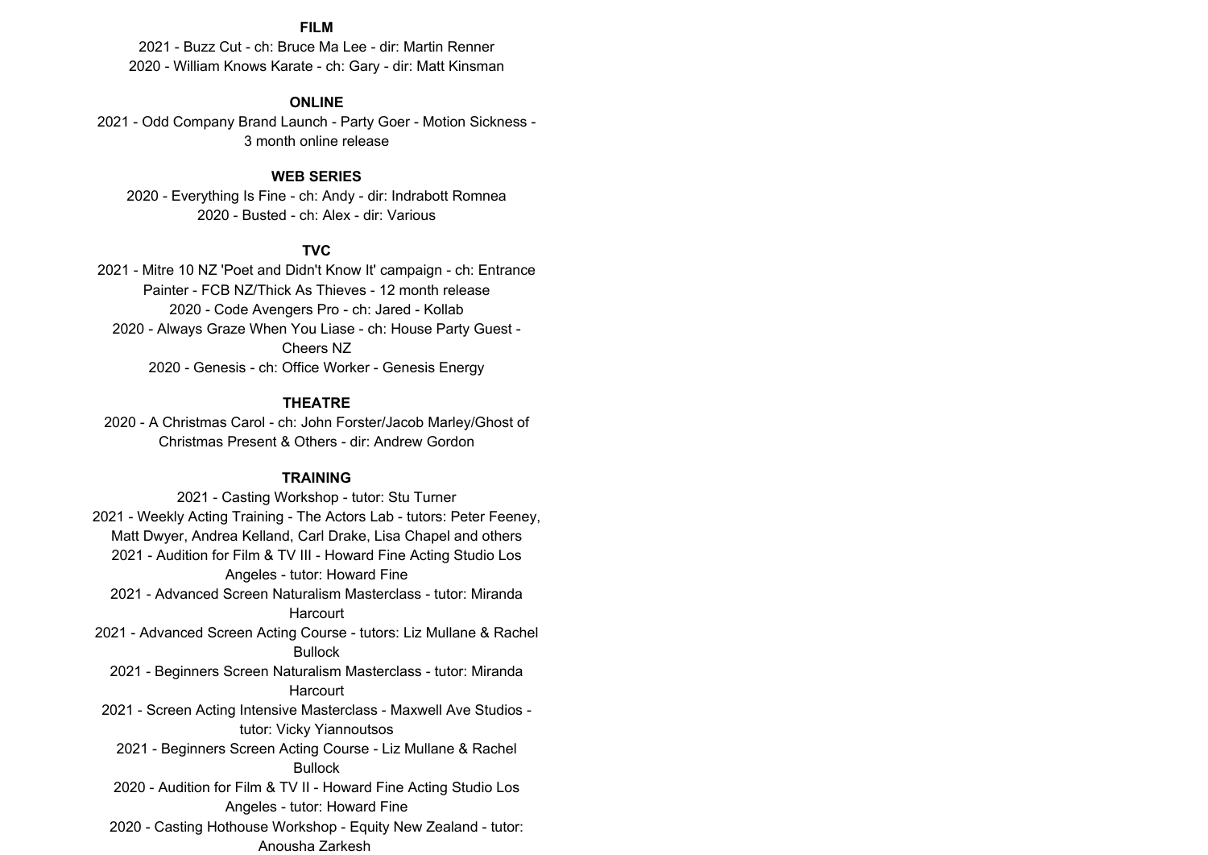**FILM**

2021 - Buzz Cut - ch: Bruce Ma Lee - dir: Martin Renner
2020 - William Knows Karate - ch: Gary - dir: Matt Kinsman

**ONLINE**

2021 - Odd Company Brand Launch - Party Goer - Motion Sickness - 3 month online release

**WEB SERIES**

2020 - Everything Is Fine - ch: Andy - dir: Indrabott Romnea
2020 - Busted - ch: Alex - dir: Various

**TVC**

2021 - Mitre 10 NZ 'Poet and Didn't Know It' campaign - ch: Entrance Painter - FCB NZ/Thick As Thieves - 12 month release
2020 - Code Avengers Pro - ch: Jared - Kollab
2020 - Always Graze When You Liase - ch: House Party Guest - Cheers NZ
2020 - Genesis - ch: Office Worker - Genesis Energy

**THEATRE**

2020 - A Christmas Carol - ch: John Forster/Jacob Marley/Ghost of Christmas Present & Others - dir: Andrew Gordon

**TRAINING**

2021 - Casting Workshop - tutor: Stu Turner
2021 - Weekly Acting Training - The Actors Lab - tutors: Peter Feeney, Matt Dwyer, Andrea Kelland, Carl Drake, Lisa Chapel and others
2021 - Audition for Film & TV III - Howard Fine Acting Studio Los Angeles - tutor: Howard Fine
2021 - Advanced Screen Naturalism Masterclass - tutor: Miranda Harcourt
2021 - Advanced Screen Acting Course - tutors: Liz Mullane & Rachel Bullock
2021 - Beginners Screen Naturalism Masterclass - tutor: Miranda Harcourt
2021 - Screen Acting Intensive Masterclass - Maxwell Ave Studios - tutor: Vicky Yiannoutsos
2021 - Beginners Screen Acting Course - Liz Mullane & Rachel Bullock
2020 - Audition for Film & TV II - Howard Fine Acting Studio Los Angeles - tutor: Howard Fine
2020 - Casting Hothouse Workshop - Equity New Zealand - tutor: Anousha Zarkesh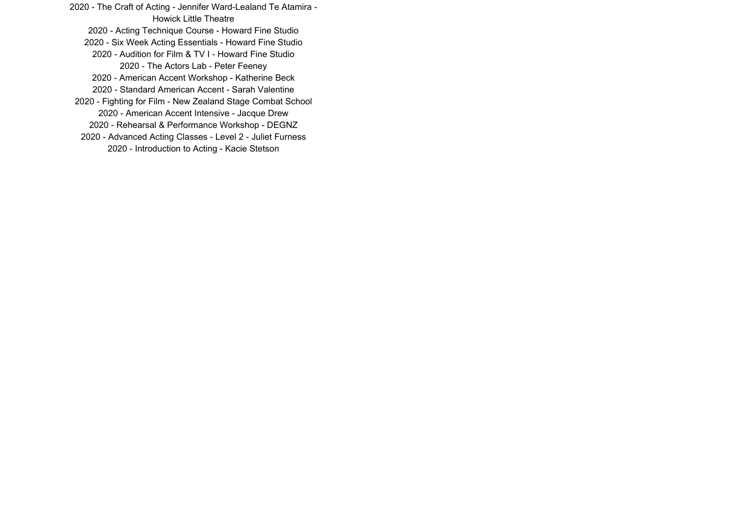2020 - The Craft of Acting - Jennifer Ward-Lealand Te Atamira - Howick Little Theatre

2020 - Acting Technique Course - Howard Fine Studio

2020 - Six Week Acting Essentials - Howard Fine Studio

2020 - Audition for Film & TV I - Howard Fine Studio

2020 - The Actors Lab - Peter Feeney

2020 - American Accent Workshop - Katherine Beck

2020 - Standard American Accent - Sarah Valentine

2020 - Fighting for Film - New Zealand Stage Combat School

2020 - American Accent Intensive - Jacque Drew

2020 - Rehearsal & Performance Workshop - DEGNZ

2020 - Advanced Acting Classes - Level 2 - Juliet Furness

2020 - Introduction to Acting - Kacie Stetson